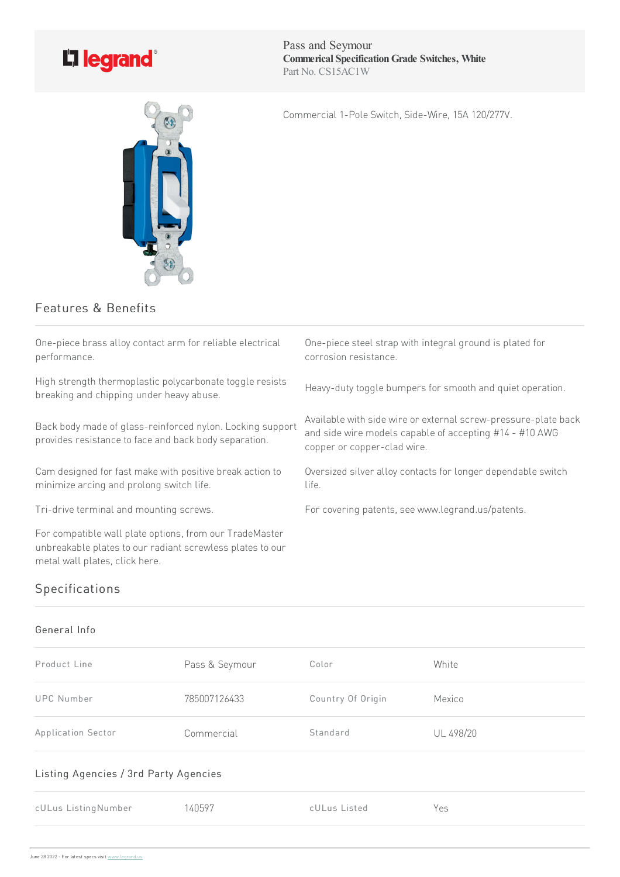legrand

Pass and Seymour
**Commerical Specification Grade Switches, White**
Part No. CS15AC1W

Commercial 1-Pole Switch, Side-Wire, 15A 120/277V.

## Features & Benefits

- One-piece brass alloy contact arm for reliable electrical performance.
- High strength thermoplastic polycarbonate toggle resists breaking and chipping under heavy abuse.
- Back body made of glass-reinforced nylon. Locking support provides resistance to face and back body separation.
- Cam designed for fast make with positive break action to minimize arcing and prolong switch life.
- Tri-drive terminal and mounting screws.
- For compatible wall plate options, from our TradeMaster unbreakable plates to our radiant screwless plates to our metal wall plates, click here.
- One-piece steel strap with integral ground is plated for corrosion resistance.
- Heavy-duty toggle bumpers for smooth and quiet operation.
- Available with side wire or external screw-pressure-plate back and side wire models capable of accepting #14 - #10 AWG copper or copper-clad wire.
- Oversized silver alloy contacts for longer dependable switch life.
- For covering patents, see www.legrand.us/patents.

## Specifications

### General Info

| | | | |
|---|---|---|---|
| Product Line | Pass & Seymour | Color | White |
| UPC Number | 785007126433 | Country Of Origin | Mexico |
| Application Sector | Commercial | Standard | UL 498/20 |

### Listing Agencies / 3rd Party Agencies

| | | | |
|---|---|---|---|
| cULus ListingNumber | 140597 | cULus Listed | Yes |

June 28 2022 - For latest specs visit www.legrand.us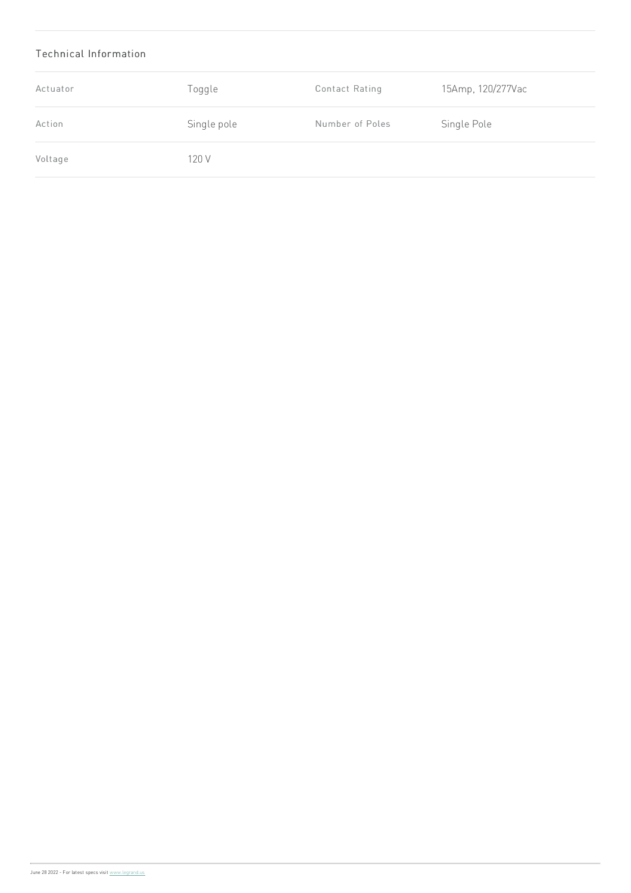## Technical Information

| | | | |
|---|---|---|---|
| Actuator | Toggle | Contact Rating | 15Amp, 120/277Vac |
| Action | Single pole | Number of Poles | Single Pole |
| Voltage | 120 V | | |